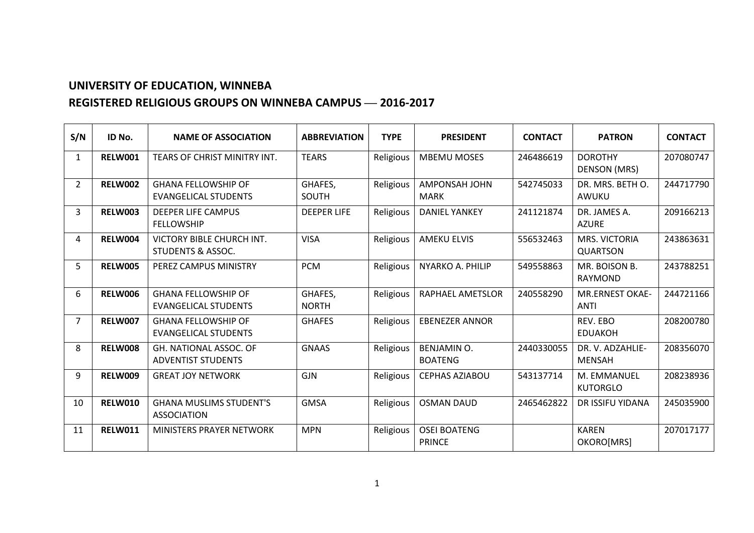## UNIVERSITY OF EDUCATION, WINNEBA

## REGISTERED RELIGIOUS GROUPS ON WINNEBA CAMPUS — 2016-2017

| S/N | ID No. | NAME OF ASSOCIATION | ABBREVIATION | TYPE | PRESIDENT | CONTACT | PATRON | CONTACT |
|---|---|---|---|---|---|---|---|---|
| 1 | **RELW001** | TEARS OF CHRIST MINITRY INT. | TEARS | Religious | MBEMU MOSES | 246486619 | DOROTHY DENSON (MRS) | 207080747 |
| 2 | **RELW002** | GHANA FELLOWSHIP OF EVANGELICAL STUDENTS | GHAFES, SOUTH | Religious | AMPONSAH JOHN MARK | 542745033 | DR. MRS. BETH O. AWUKU | 244717790 |
| 3 | **RELW003** | DEEPER LIFE CAMPUS FELLOWSHIP | DEEPER LIFE | Religious | DANIEL YANKEY | 241121874 | DR. JAMES A. AZURE | 209166213 |
| 4 | **RELW004** | VICTORY BIBLE CHURCH INT. STUDENTS & ASSOC. | VISA | Religious | AMEKU ELVIS | 556532463 | MRS. VICTORIA QUARTSON | 243863631 |
| 5 | **RELW005** | PEREZ CAMPUS MINISTRY | PCM | Religious | NYARKO A. PHILIP | 549558863 | MR. BOISON B. RAYMOND | 243788251 |
| 6 | **RELW006** | GHANA FELLOWSHIP OF EVANGELICAL STUDENTS | GHAFES, NORTH | Religious | RAPHAEL AMETSLOR | 240558290 | MR.ERNEST OKAE-ANTI | 244721166 |
| 7 | **RELW007** | GHANA FELLOWSHIP OF EVANGELICAL STUDENTS | GHAFES | Religious | EBENEZER ANNOR | | REV. EBO EDUAKOH | 208200780 |
| 8 | **RELW008** | GH. NATIONAL ASSOC. OF ADVENTIST STUDENTS | GNAAS | Religious | BENJAMIN O. BOATENG | 2440330055 | DR. V. ADZAHLIE-MENSAH | 208356070 |
| 9 | **RELW009** | GREAT JOY NETWORK | GJN | Religious | CEPHAS AZIABOU | 543137714 | M. EMMANUEL KUTORGLO | 208238936 |
| 10 | **RELW010** | GHANA MUSLIMS STUDENT'S ASSOCIATION | GMSA | Religious | OSMAN DAUD | 2465462822 | DR ISSIFU YIDANA | 245035900 |
| 11 | **RELW011** | MINISTERS PRAYER NETWORK | MPN | Religious | OSEI BOATENG PRINCE | | KAREN OKORO[MRS] | 207017177 |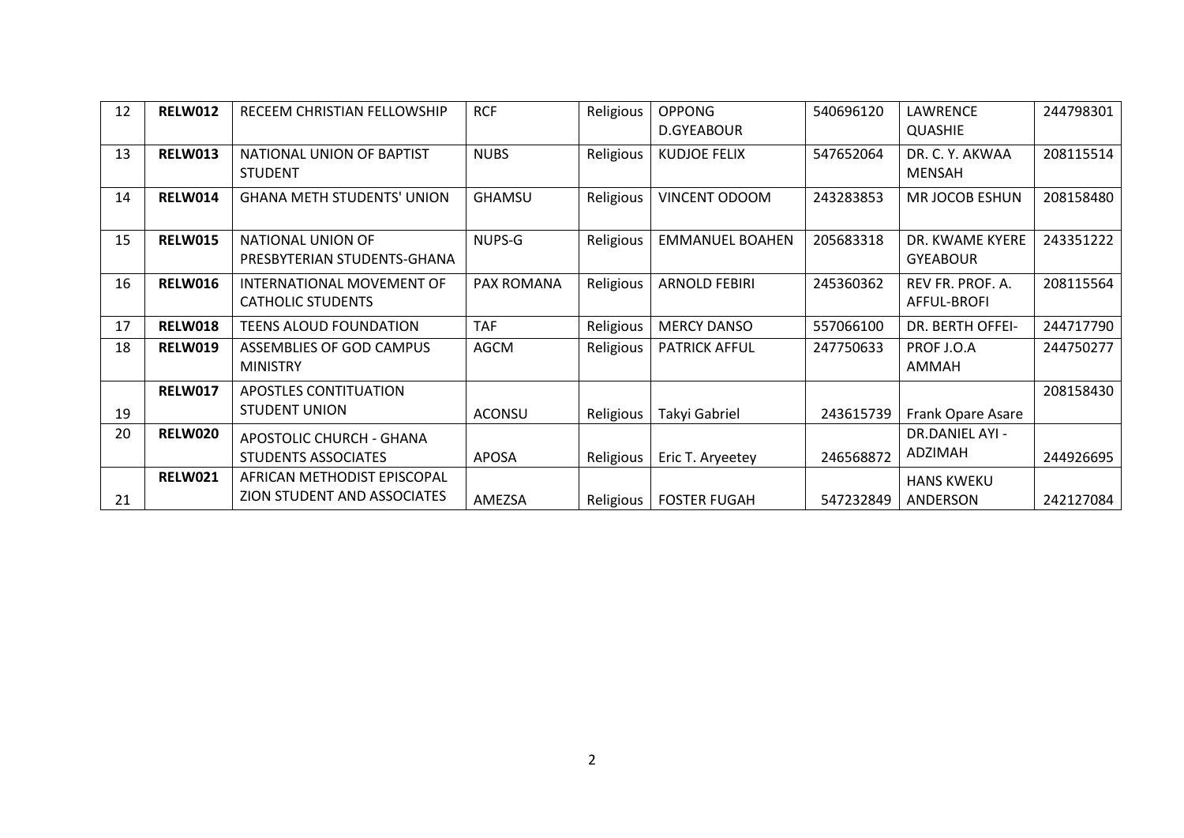| | | | | | | | | |
|---|---|---|---|---|---|---|---|---|
| 12 | **RELW012** | RECEEM CHRISTIAN FELLOWSHIP | RCF | Religious | OPPONG D.GYEABOUR | 540696120 | LAWRENCE QUASHIE | 244798301 |
| 13 | **RELW013** | NATIONAL UNION OF BAPTIST STUDENT | NUBS | Religious | KUDJOE FELIX | 547652064 | DR. C. Y. AKWAA MENSAH | 208115514 |
| 14 | **RELW014** | GHANA METH STUDENTS' UNION | GHAMSU | Religious | VINCENT ODOOM | 243283853 | MR JOCOB ESHUN | 208158480 |
| 15 | **RELW015** | NATIONAL UNION OF PRESBYTERIAN STUDENTS-GHANA | NUPS-G | Religious | EMMANUEL BOAHEN | 205683318 | DR. KWAME KYERE GYEABOUR | 243351222 |
| 16 | **RELW016** | INTERNATIONAL MOVEMENT OF CATHOLIC STUDENTS | PAX ROMANA | Religious | ARNOLD FEBIRI | 245360362 | REV FR. PROF. A. AFFUL-BROFI | 208115564 |
| 17 | **RELW018** | TEENS ALOUD FOUNDATION | TAF | Religious | MERCY DANSO | 557066100 | DR. BERTH OFFEI- | 244717790 |
| 18 | **RELW019** | ASSEMBLIES OF GOD CAMPUS MINISTRY | AGCM | Religious | PATRICK AFFUL | 247750633 | PROF J.O.A AMMAH | 244750277 |
| 19 | **RELW017** | APOSTLES CONTITUATION STUDENT UNION | ACONSU | Religious | Takyi Gabriel | 243615739 | Frank Opare Asare | 208158430 |
| 20 | **RELW020** | APOSTOLIC CHURCH - GHANA STUDENTS ASSOCIATES | APOSA | Religious | Eric T. Aryeetey | 246568872 | DR.DANIEL AYI - ADZIMAH | 244926695 |
| 21 | **RELW021** | AFRICAN METHODIST EPISCOPAL ZION STUDENT AND ASSOCIATES | AMEZSA | Religious | FOSTER FUGAH | 547232849 | HANS KWEKU ANDERSON | 242127084 |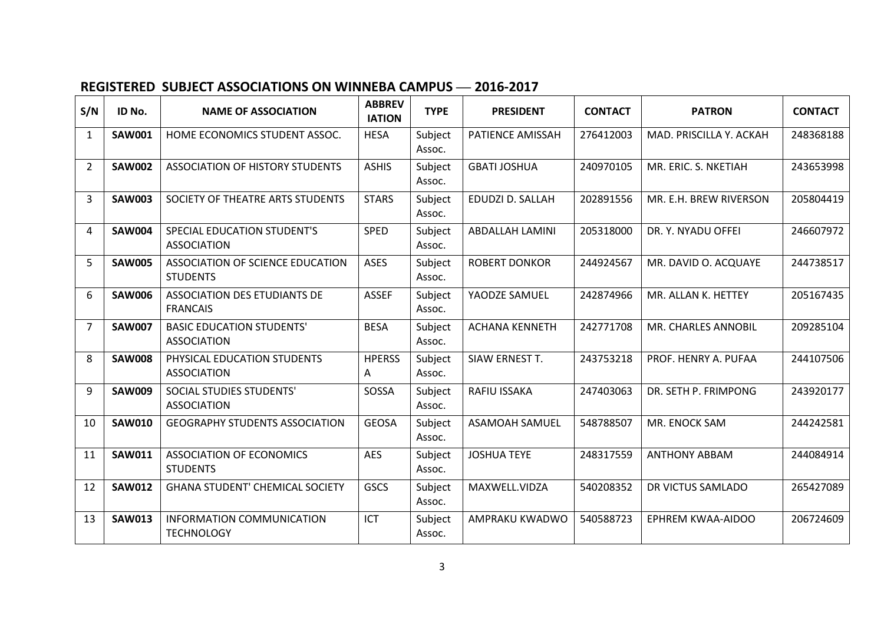## REGISTERED SUBJECT ASSOCIATIONS ON WINNEBA CAMPUS — 2016-2017

| S/N | ID No. | NAME OF ASSOCIATION | ABBREVIATION | TYPE | PRESIDENT | CONTACT | PATRON | CONTACT |
|---|---|---|---|---|---|---|---|---|
| 1 | **SAW001** | HOME ECONOMICS STUDENT ASSOC. | HESA | Subject Assoc. | PATIENCE AMISSAH | 276412003 | MAD. PRISCILLA Y. ACKAH | 248368188 |
| 2 | **SAW002** | ASSOCIATION OF HISTORY STUDENTS | ASHIS | Subject Assoc. | GBATI JOSHUA | 240970105 | MR. ERIC. S. NKETIAH | 243653998 |
| 3 | **SAW003** | SOCIETY OF THEATRE ARTS STUDENTS | STARS | Subject Assoc. | EDUDZI D. SALLAH | 202891556 | MR. E.H. BREW RIVERSON | 205804419 |
| 4 | **SAW004** | SPECIAL EDUCATION STUDENT'S ASSOCIATION | SPED | Subject Assoc. | ABDALLAH LAMINI | 205318000 | DR. Y. NYADU OFFEI | 246607972 |
| 5 | **SAW005** | ASSOCIATION OF SCIENCE EDUCATION STUDENTS | ASES | Subject Assoc. | ROBERT DONKOR | 244924567 | MR. DAVID O. ACQUAYE | 244738517 |
| 6 | **SAW006** | ASSOCIATION DES ETUDIANTS DE FRANCAIS | ASSEF | Subject Assoc. | YAODZE SAMUEL | 242874966 | MR. ALLAN K. HETTEY | 205167435 |
| 7 | **SAW007** | BASIC EDUCATION STUDENTS' ASSOCIATION | BESA | Subject Assoc. | ACHANA KENNETH | 242771708 | MR. CHARLES ANNOBIL | 209285104 |
| 8 | **SAW008** | PHYSICAL EDUCATION STUDENTS ASSOCIATION | HPERSSA | Subject Assoc. | SIAW ERNEST T. | 243753218 | PROF. HENRY A. PUFAA | 244107506 |
| 9 | **SAW009** | SOCIAL STUDIES STUDENTS' ASSOCIATION | SOSSA | Subject Assoc. | RAFIU ISSAKA | 247403063 | DR. SETH P. FRIMPONG | 243920177 |
| 10 | **SAW010** | GEOGRAPHY STUDENTS ASSOCIATION | GEOSA | Subject Assoc. | ASAMOAH SAMUEL | 548788507 | MR. ENOCK SAM | 244242581 |
| 11 | **SAW011** | ASSOCIATION OF ECONOMICS STUDENTS | AES | Subject Assoc. | JOSHUA TEYE | 248317559 | ANTHONY ABBAM | 244084914 |
| 12 | **SAW012** | GHANA STUDENT' CHEMICAL SOCIETY | GSCS | Subject Assoc. | MAXWELL.VIDZA | 540208352 | DR VICTUS SAMLADO | 265427089 |
| 13 | **SAW013** | INFORMATION COMMUNICATION TECHNOLOGY | ICT | Subject Assoc. | AMPRAKU KWADWO | 540588723 | EPHREM KWAA-AIDOO | 206724609 |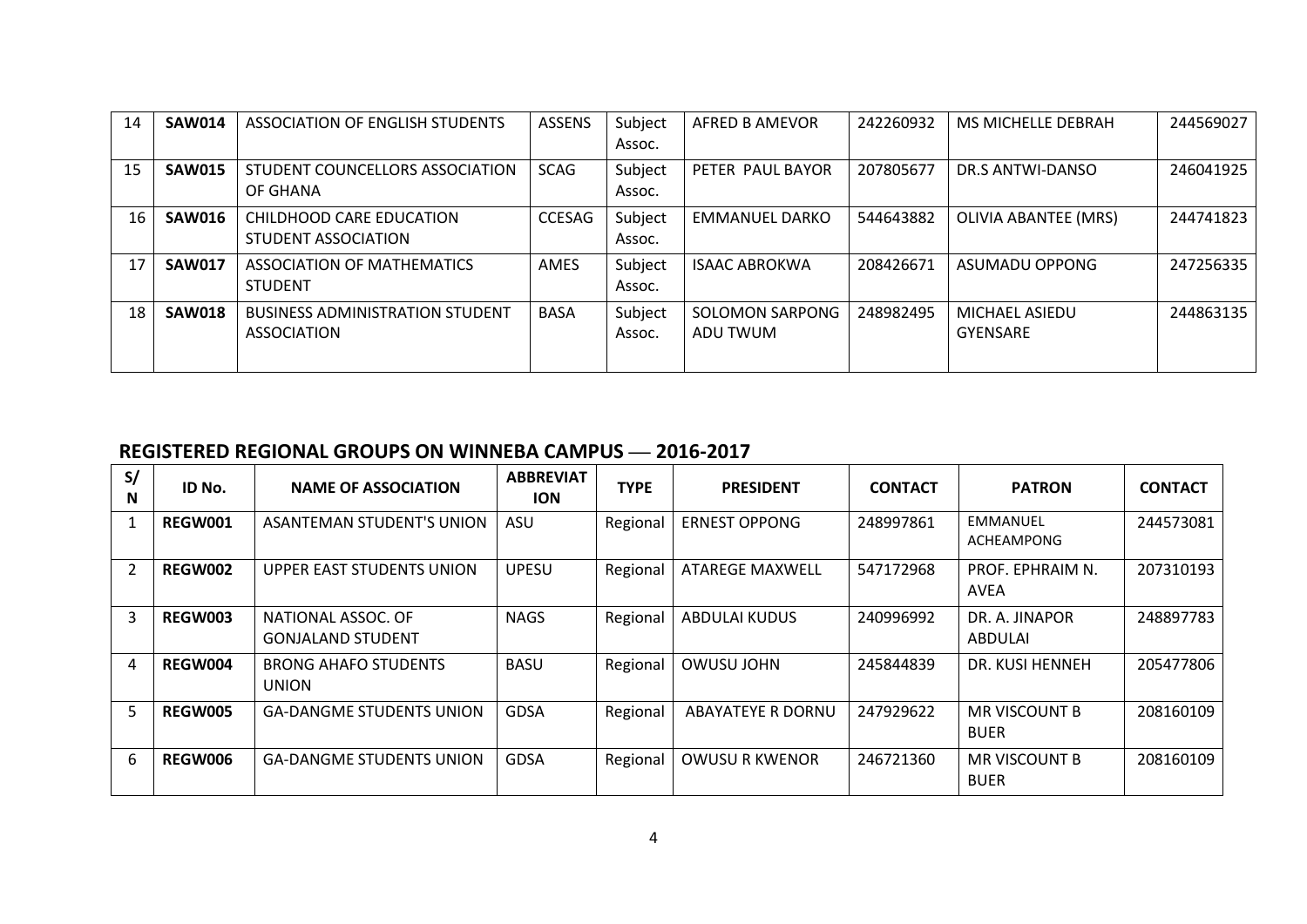| | | | | | | | | |
|---|---|---|---|---|---|---|---|---|
| 14 | **SAW014** | ASSOCIATION OF ENGLISH STUDENTS | ASSENS | Subject Assoc. | AFRED B AMEVOR | 242260932 | MS MICHELLE DEBRAH | 244569027 |
| 15 | **SAW015** | STUDENT COUNCELLORS ASSOCIATION OF GHANA | SCAG | Subject Assoc. | PETER PAUL BAYOR | 207805677 | DR.S ANTWI-DANSO | 246041925 |
| 16 | **SAW016** | CHILDHOOD CARE EDUCATION STUDENT ASSOCIATION | CCESAG | Subject Assoc. | EMMANUEL DARKO | 544643882 | OLIVIA ABANTEE (MRS) | 244741823 |
| 17 | **SAW017** | ASSOCIATION OF MATHEMATICS STUDENT | AMES | Subject Assoc. | ISAAC ABROKWA | 208426671 | ASUMADU OPPONG | 247256335 |
| 18 | **SAW018** | BUSINESS ADMINISTRATION STUDENT ASSOCIATION | BASA | Subject Assoc. | SOLOMON SARPONG ADU TWUM | 248982495 | MICHAEL ASIEDU GYENSARE | 244863135 |

## REGISTERED REGIONAL GROUPS ON WINNEBA CAMPUS — 2016-2017

| S/N | ID No. | NAME OF ASSOCIATION | ABBREVIATION | TYPE | PRESIDENT | CONTACT | PATRON | CONTACT |
|---|---|---|---|---|---|---|---|---|
| 1 | **REGW001** | ASANTEMAN STUDENT'S UNION | ASU | Regional | ERNEST OPPONG | 248997861 | EMMANUEL ACHEAMPONG | 244573081 |
| 2 | **REGW002** | UPPER EAST STUDENTS UNION | UPESU | Regional | ATAREGE MAXWELL | 547172968 | PROF. EPHRAIM N. AVEA | 207310193 |
| 3 | **REGW003** | NATIONAL ASSOC. OF GONJALAND STUDENT | NAGS | Regional | ABDULAI KUDUS | 240996992 | DR. A. JINAPOR ABDULAI | 248897783 |
| 4 | **REGW004** | BRONG AHAFO STUDENTS UNION | BASU | Regional | OWUSU JOHN | 245844839 | DR. KUSI HENNEH | 205477806 |
| 5 | **REGW005** | GA-DANGME STUDENTS UNION | GDSA | Regional | ABAYATEYE R DORNU | 247929622 | MR VISCOUNT B BUER | 208160109 |
| 6 | **REGW006** | GA-DANGME STUDENTS UNION | GDSA | Regional | OWUSU R KWENOR | 246721360 | MR VISCOUNT B BUER | 208160109 |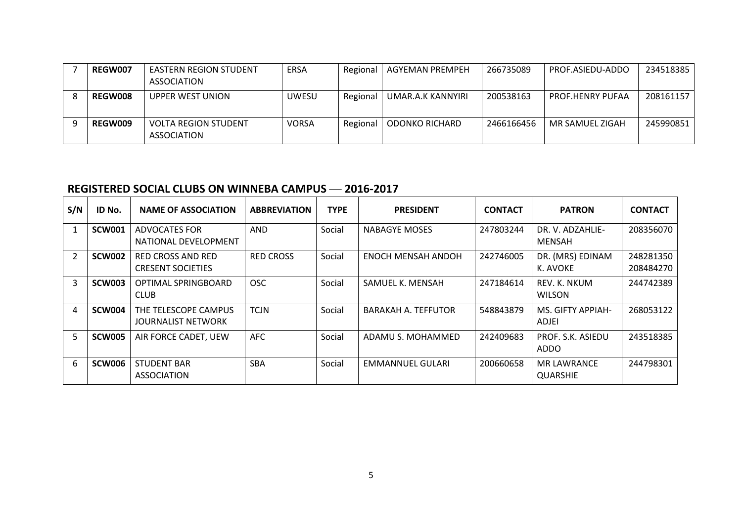| | | | | | | | | |
|---|---|---|---|---|---|---|---|---|
| 7 | **REGW007** | EASTERN REGION STUDENT ASSOCIATION | ERSA | Regional | AGYEMAN PREMPEH | 266735089 | PROF.ASIEDU-ADDO | 234518385 |
| 8 | **REGW008** | UPPER WEST UNION | UWESU | Regional | UMAR.A.K KANNYIRI | 200538163 | PROF.HENRY PUFAA | 208161157 |
| 9 | **REGW009** | VOLTA REGION STUDENT ASSOCIATION | VORSA | Regional | ODONKO RICHARD | 2466166456 | MR SAMUEL ZIGAH | 245990851 |

## REGISTERED SOCIAL CLUBS ON WINNEBA CAMPUS — 2016-2017

| S/N | ID No. | NAME OF ASSOCIATION | ABBREVIATION | TYPE | PRESIDENT | CONTACT | PATRON | CONTACT |
|---|---|---|---|---|---|---|---|---|
| 1 | **SCW001** | ADVOCATES FOR NATIONAL DEVELOPMENT | AND | Social | NABAGYE MOSES | 247803244 | DR. V. ADZAHLIE-MENSAH | 208356070 |
| 2 | **SCW002** | RED CROSS AND RED CRESENT SOCIETIES | RED CROSS | Social | ENOCH MENSAH ANDOH | 242746005 | DR. (MRS) EDINAM K. AVOKE | 248281350 208484270 |
| 3 | **SCW003** | OPTIMAL SPRINGBOARD CLUB | OSC | Social | SAMUEL K. MENSAH | 247184614 | REV. K. NKUM WILSON | 244742389 |
| 4 | **SCW004** | THE TELESCOPE CAMPUS JOURNALIST NETWORK | TCJN | Social | BARAKAH A. TEFFUTOR | 548843879 | MS. GIFTY APPIAH-ADJEI | 268053122 |
| 5 | **SCW005** | AIR FORCE CADET, UEW | AFC | Social | ADAMU S. MOHAMMED | 242409683 | PROF. S.K. ASIEDU ADDO | 243518385 |
| 6 | **SCW006** | STUDENT BAR ASSOCIATION | SBA | Social | EMMANNUEL GULARI | 200660658 | MR LAWRANCE QUARSHIE | 244798301 |